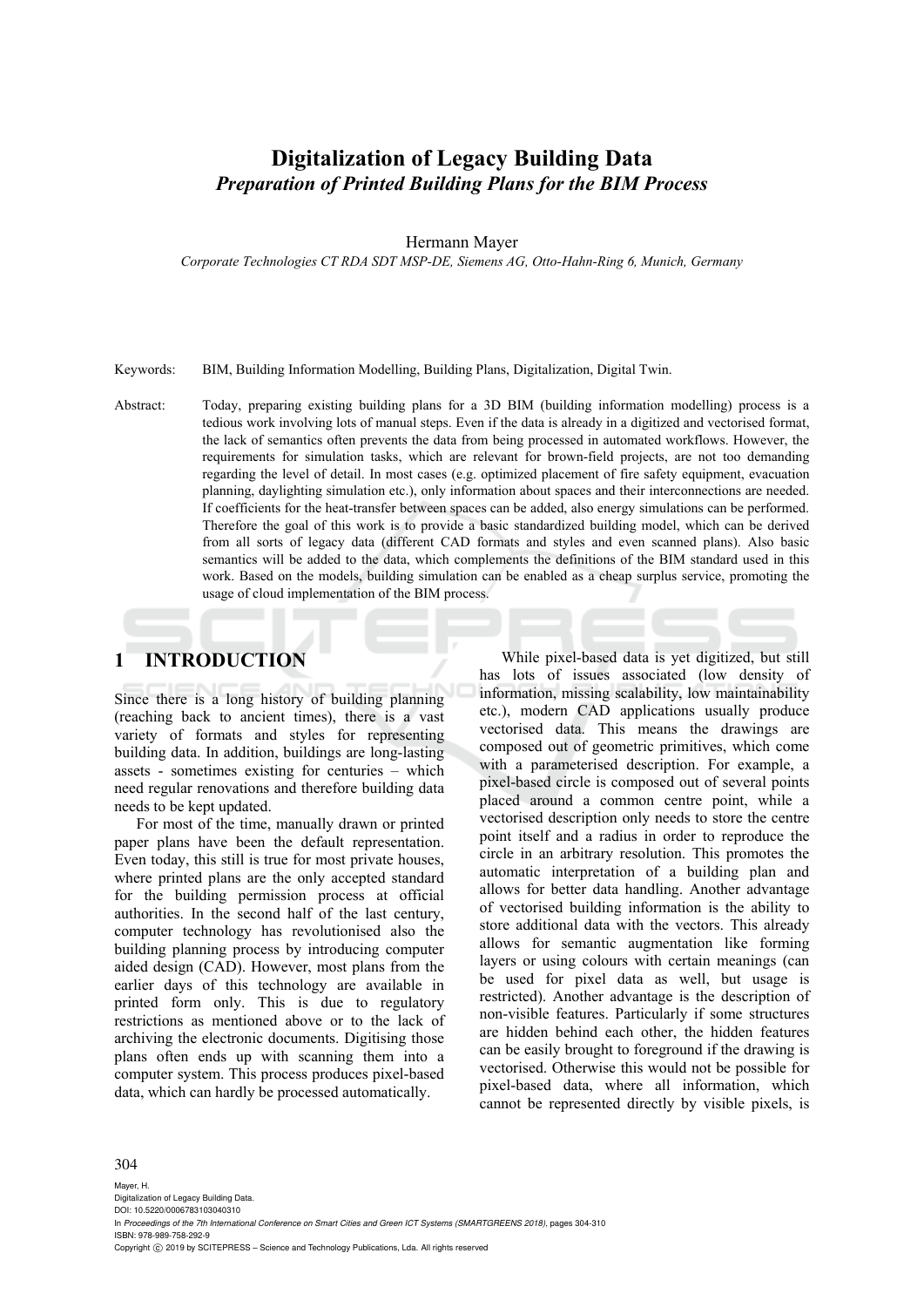# Digitalization of Legacy Building Data

***Preparation of Printed Building Plans for the BIM Process***

Hermann Mayer

*Corporate Technologies CT RDA SDT MSP-DE, Siemens AG, Otto-Hahn-Ring 6, Munich, Germany*

Keywords: BIM, Building Information Modelling, Building Plans, Digitalization, Digital Twin.

Abstract: Today, preparing existing building plans for a 3D BIM (building information modelling) process is a tedious work involving lots of manual steps. Even if the data is already in a digitized and vectorised format, the lack of semantics often prevents the data from being processed in automated workflows. However, the requirements for simulation tasks, which are relevant for brown-field projects, are not too demanding regarding the level of detail. In most cases (e.g. optimized placement of fire safety equipment, evacuation planning, daylighting simulation etc.), only information about spaces and their interconnections are needed. If coefficients for the heat-transfer between spaces can be added, also energy simulations can be performed. Therefore the goal of this work is to provide a basic standardized building model, which can be derived from all sorts of legacy data (different CAD formats and styles and even scanned plans). Also basic semantics will be added to the data, which complements the definitions of the BIM standard used in this work. Based on the models, building simulation can be enabled as a cheap surplus service, promoting the usage of cloud implementation of the BIM process.

## 1 INTRODUCTION

Since there is a long history of building planning (reaching back to ancient times), there is a vast variety of formats and styles for representing building data. In addition, buildings are long-lasting assets - sometimes existing for centuries – which need regular renovations and therefore building data needs to be kept updated.

For most of the time, manually drawn or printed paper plans have been the default representation. Even today, this still is true for most private houses, where printed plans are the only accepted standard for the building permission process at official authorities. In the second half of the last century, computer technology has revolutionised also the building planning process by introducing computer aided design (CAD). However, most plans from the earlier days of this technology are available in printed form only. This is due to regulatory restrictions as mentioned above or to the lack of archiving the electronic documents. Digitising those plans often ends up with scanning them into a computer system. This process produces pixel-based data, which can hardly be processed automatically.

While pixel-based data is yet digitized, but still has lots of issues associated (low density of information, missing scalability, low maintainability etc.), modern CAD applications usually produce vectorised data. This means the drawings are composed out of geometric primitives, which come with a parameterised description. For example, a pixel-based circle is composed out of several points placed around a common centre point, while a vectorised description only needs to store the centre point itself and a radius in order to reproduce the circle in an arbitrary resolution. This promotes the automatic interpretation of a building plan and allows for better data handling. Another advantage of vectorised building information is the ability to store additional data with the vectors. This already allows for semantic augmentation like forming layers or using colours with certain meanings (can be used for pixel data as well, but usage is restricted). Another advantage is the description of non-visible features. Particularly if some structures are hidden behind each other, the hidden features can be easily brought to foreground if the drawing is vectorised. Otherwise this would not be possible for pixel-based data, where all information, which cannot be represented directly by visible pixels, is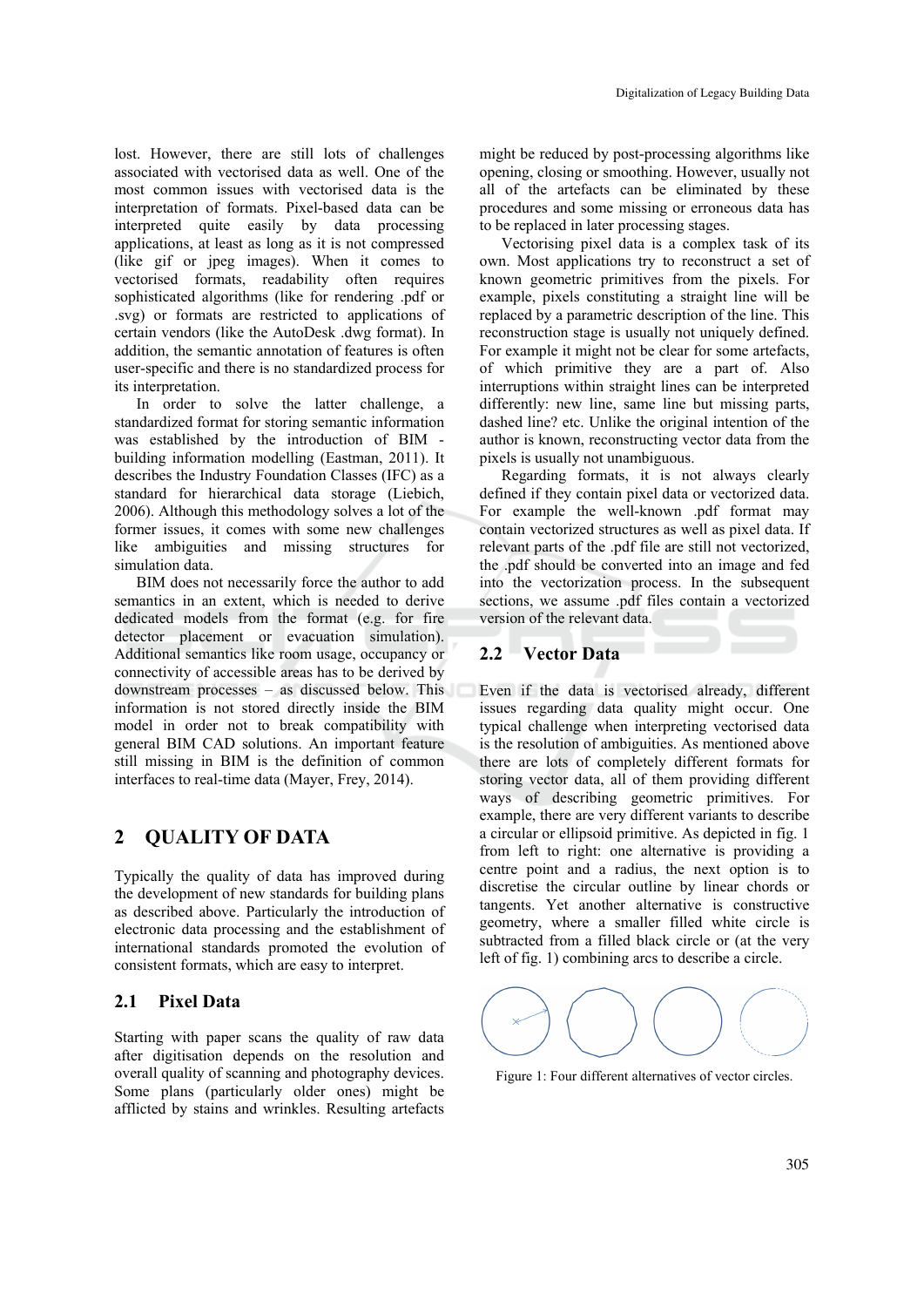lost. However, there are still lots of challenges associated with vectorised data as well. One of the most common issues with vectorised data is the interpretation of formats. Pixel-based data can be interpreted quite easily by data processing applications, at least as long as it is not compressed (like gif or jpeg images). When it comes to vectorised formats, readability often requires sophisticated algorithms (like for rendering .pdf or .svg) or formats are restricted to applications of certain vendors (like the AutoDesk .dwg format). In addition, the semantic annotation of features is often user-specific and there is no standardized process for its interpretation.

In order to solve the latter challenge, a standardized format for storing semantic information was established by the introduction of BIM - building information modelling (Eastman, 2011). It describes the Industry Foundation Classes (IFC) as a standard for hierarchical data storage (Liebich, 2006). Although this methodology solves a lot of the former issues, it comes with some new challenges like ambiguities and missing structures for simulation data.

BIM does not necessarily force the author to add semantics in an extent, which is needed to derive dedicated models from the format (e.g. for fire detector placement or evacuation simulation). Additional semantics like room usage, occupancy or connectivity of accessible areas has to be derived by downstream processes – as discussed below. This information is not stored directly inside the BIM model in order not to break compatibility with general BIM CAD solutions. An important feature still missing in BIM is the definition of common interfaces to real-time data (Mayer, Frey, 2014).

# 2 QUALITY OF DATA

Typically the quality of data has improved during the development of new standards for building plans as described above. Particularly the introduction of electronic data processing and the establishment of international standards promoted the evolution of consistent formats, which are easy to interpret.

## 2.1 Pixel Data

Starting with paper scans the quality of raw data after digitisation depends on the resolution and overall quality of scanning and photography devices. Some plans (particularly older ones) might be afflicted by stains and wrinkles. Resulting artefacts might be reduced by post-processing algorithms like opening, closing or smoothing. However, usually not all of the artefacts can be eliminated by these procedures and some missing or erroneous data has to be replaced in later processing stages.

Vectorising pixel data is a complex task of its own. Most applications try to reconstruct a set of known geometric primitives from the pixels. For example, pixels constituting a straight line will be replaced by a parametric description of the line. This reconstruction stage is usually not uniquely defined. For example it might not be clear for some artefacts, of which primitive they are a part of. Also interruptions within straight lines can be interpreted differently: new line, same line but missing parts, dashed line? etc. Unlike the original intention of the author is known, reconstructing vector data from the pixels is usually not unambiguous.

Regarding formats, it is not always clearly defined if they contain pixel data or vectorized data. For example the well-known .pdf format may contain vectorized structures as well as pixel data. If relevant parts of the .pdf file are still not vectorized, the .pdf should be converted into an image and fed into the vectorization process. In the subsequent sections, we assume .pdf files contain a vectorized version of the relevant data.

## 2.2 Vector Data

Even if the data is vectorised already, different issues regarding data quality might occur. One typical challenge when interpreting vectorised data is the resolution of ambiguities. As mentioned above there are lots of completely different formats for storing vector data, all of them providing different ways of describing geometric primitives. For example, there are very different variants to describe a circular or ellipsoid primitive. As depicted in fig. 1 from left to right: one alternative is providing a centre point and a radius, the next option is to discretise the circular outline by linear chords or tangents. Yet another alternative is constructive geometry, where a smaller filled white circle is subtracted from a filled black circle or (at the very left of fig. 1) combining arcs to describe a circle.

Figure 1: Four different alternatives of vector circles.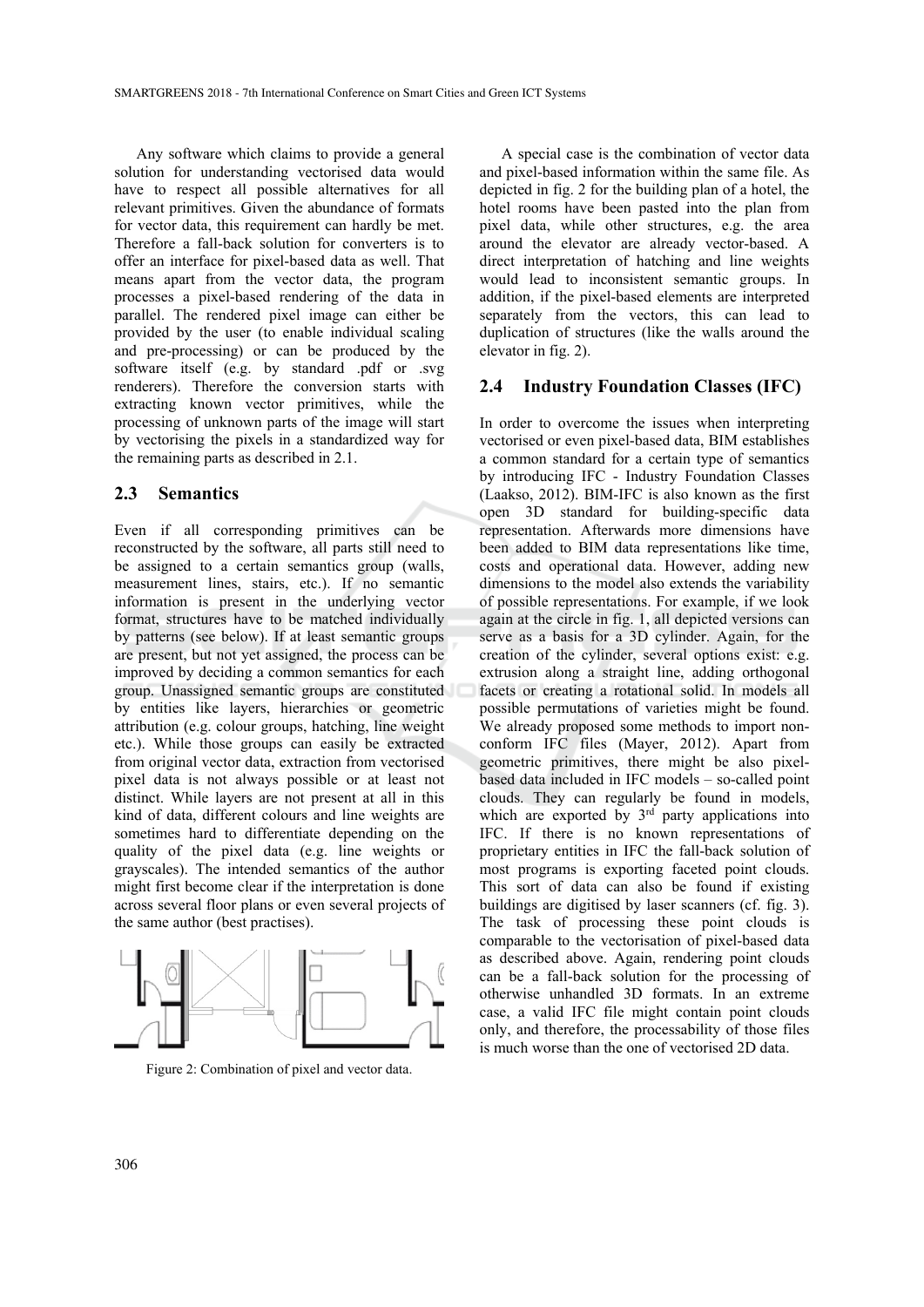Any software which claims to provide a general solution for understanding vectorised data would have to respect all possible alternatives for all relevant primitives. Given the abundance of formats for vector data, this requirement can hardly be met. Therefore a fall-back solution for converters is to offer an interface for pixel-based data as well. That means apart from the vector data, the program processes a pixel-based rendering of the data in parallel. The rendered pixel image can either be provided by the user (to enable individual scaling and pre-processing) or can be produced by the software itself (e.g. by standard .pdf or .svg renderers). Therefore the conversion starts with extracting known vector primitives, while the processing of unknown parts of the image will start by vectorising the pixels in a standardized way for the remaining parts as described in 2.1.

## 2.3 Semantics

Even if all corresponding primitives can be reconstructed by the software, all parts still need to be assigned to a certain semantics group (walls, measurement lines, stairs, etc.). If no semantic information is present in the underlying vector format, structures have to be matched individually by patterns (see below). If at least semantic groups are present, but not yet assigned, the process can be improved by deciding a common semantics for each group. Unassigned semantic groups are constituted by entities like layers, hierarchies or geometric attribution (e.g. colour groups, hatching, line weight etc.). While those groups can easily be extracted from original vector data, extraction from vectorised pixel data is not always possible or at least not distinct. While layers are not present at all in this kind of data, different colours and line weights are sometimes hard to differentiate depending on the quality of the pixel data (e.g. line weights or grayscales). The intended semantics of the author might first become clear if the interpretation is done across several floor plans or even several projects of the same author (best practises).

Figure 2: Combination of pixel and vector data.

A special case is the combination of vector data and pixel-based information within the same file. As depicted in fig. 2 for the building plan of a hotel, the hotel rooms have been pasted into the plan from pixel data, while other structures, e.g. the area around the elevator are already vector-based. A direct interpretation of hatching and line weights would lead to inconsistent semantic groups. In addition, if the pixel-based elements are interpreted separately from the vectors, this can lead to duplication of structures (like the walls around the elevator in fig. 2).

## 2.4 Industry Foundation Classes (IFC)

In order to overcome the issues when interpreting vectorised or even pixel-based data, BIM establishes a common standard for a certain type of semantics by introducing IFC - Industry Foundation Classes (Laakso, 2012). BIM-IFC is also known as the first open 3D standard for building-specific data representation. Afterwards more dimensions have been added to BIM data representations like time, costs and operational data. However, adding new dimensions to the model also extends the variability of possible representations. For example, if we look again at the circle in fig. 1, all depicted versions can serve as a basis for a 3D cylinder. Again, for the creation of the cylinder, several options exist: e.g. extrusion along a straight line, adding orthogonal facets or creating a rotational solid. In models all possible permutations of varieties might be found. We already proposed some methods to import non-conform IFC files (Mayer, 2012). Apart from geometric primitives, there might be also pixel-based data included in IFC models – so-called point clouds. They can regularly be found in models, which are exported by 3rd party applications into IFC. If there is no known representations of proprietary entities in IFC the fall-back solution of most programs is exporting faceted point clouds. This sort of data can also be found if existing buildings are digitised by laser scanners (cf. fig. 3). The task of processing these point clouds is comparable to the vectorisation of pixel-based data as described above. Again, rendering point clouds can be a fall-back solution for the processing of otherwise unhandled 3D formats. In an extreme case, a valid IFC file might contain point clouds only, and therefore, the processability of those files is much worse than the one of vectorised 2D data.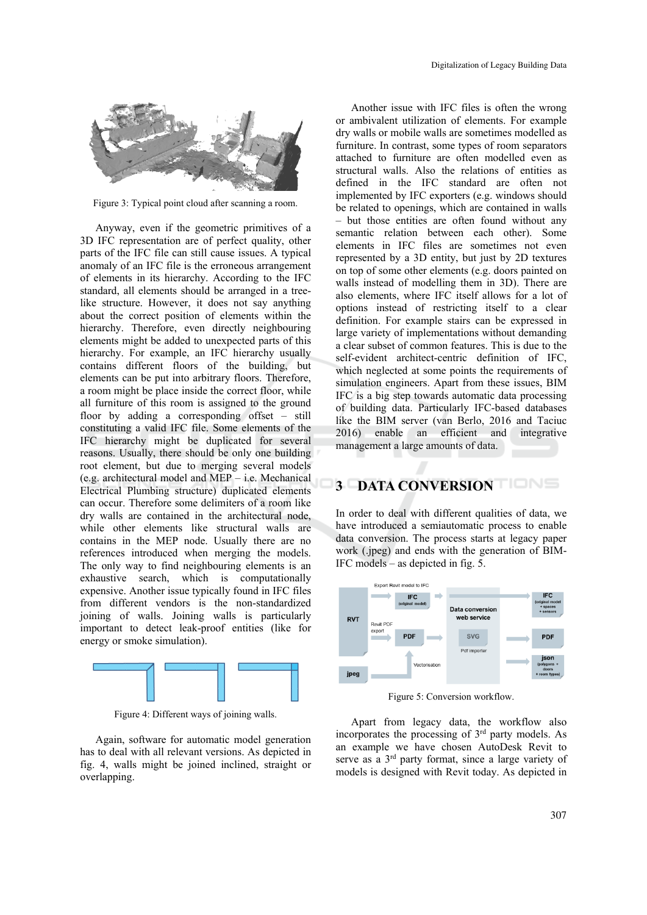Figure 3: Typical point cloud after scanning a room.

Anyway, even if the geometric primitives of a 3D IFC representation are of perfect quality, other parts of the IFC file can still cause issues. A typical anomaly of an IFC file is the erroneous arrangement of elements in its hierarchy. According to the IFC standard, all elements should be arranged in a tree-like structure. However, it does not say anything about the correct position of elements within the hierarchy. Therefore, even directly neighbouring elements might be added to unexpected parts of this hierarchy. For example, an IFC hierarchy usually contains different floors of the building, but elements can be put into arbitrary floors. Therefore, a room might be place inside the correct floor, while all furniture of this room is assigned to the ground floor by adding a corresponding offset – still constituting a valid IFC file. Some elements of the IFC hierarchy might be duplicated for several reasons. Usually, there should be only one building root element, but due to merging several models (e.g. architectural model and MEP – i.e. Mechanical Electrical Plumbing structure) duplicated elements can occur. Therefore some delimiters of a room like dry walls are contained in the architectural node, while other elements like structural walls are contains in the MEP node. Usually there are no references introduced when merging the models. The only way to find neighbouring elements is an exhaustive search, which is computationally expensive. Another issue typically found in IFC files from different vendors is the non-standardized joining of walls. Joining walls is particularly important to detect leak-proof entities (like for energy or smoke simulation).

Figure 4: Different ways of joining walls.

Again, software for automatic model generation has to deal with all relevant versions. As depicted in fig. 4, walls might be joined inclined, straight or overlapping.

Another issue with IFC files is often the wrong or ambivalent utilization of elements. For example dry walls or mobile walls are sometimes modelled as furniture. In contrast, some types of room separators attached to furniture are often modelled even as structural walls. Also the relations of entities as defined in the IFC standard are often not implemented by IFC exporters (e.g. windows should be related to openings, which are contained in walls – but those entities are often found without any semantic relation between each other). Some elements in IFC files are sometimes not even represented by a 3D entity, but just by 2D textures on top of some other elements (e.g. doors painted on walls instead of modelling them in 3D). There are also elements, where IFC itself allows for a lot of options instead of restricting itself to a clear definition. For example stairs can be expressed in large variety of implementations without demanding a clear subset of common features. This is due to the self-evident architect-centric definition of IFC, which neglected at some points the requirements of simulation engineers. Apart from these issues, BIM IFC is a big step towards automatic data processing of building data. Particularly IFC-based databases like the BIM server (van Berlo, 2016 and Taciuc 2016) enable an efficient and integrative management a large amounts of data.

## 3 DATA CONVERSION

In order to deal with different qualities of data, we have introduced a semiautomatic process to enable data conversion. The process starts at legacy paper work (.jpeg) and ends with the generation of BIM-IFC models – as depicted in fig. 5.

Figure 5: Conversion workflow.

Apart from legacy data, the workflow also incorporates the processing of 3[rd] party models. As an example we have chosen AutoDesk Revit to serve as a 3[rd] party format, since a large variety of models is designed with Revit today. As depicted in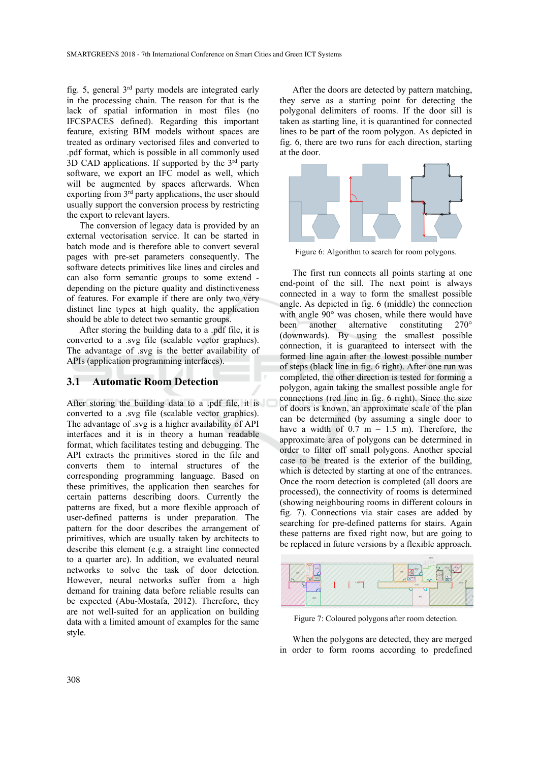fig. 5, general 3rd party models are integrated early in the processing chain. The reason for that is the lack of spatial information in most files (no IFCSPACES defined). Regarding this important feature, existing BIM models without spaces are treated as ordinary vectorised files and converted to .pdf format, which is possible in all commonly used 3D CAD applications. If supported by the 3rd party software, we export an IFC model as well, which will be augmented by spaces afterwards. When exporting from 3rd party applications, the user should usually support the conversion process by restricting the export to relevant layers.

The conversion of legacy data is provided by an external vectorisation service. It can be started in batch mode and is therefore able to convert several pages with pre-set parameters consequently. The software detects primitives like lines and circles and can also form semantic groups to some extend - depending on the picture quality and distinctiveness of features. For example if there are only two very distinct line types at high quality, the application should be able to detect two semantic groups.

After storing the building data to a .pdf file, it is converted to a .svg file (scalable vector graphics). The advantage of .svg is the better availability of APIs (application programming interfaces).

## 3.1 Automatic Room Detection

After storing the building data to a .pdf file, it is converted to a .svg file (scalable vector graphics). The advantage of .svg is a higher availability of API interfaces and it is in theory a human readable format, which facilitates testing and debugging. The API extracts the primitives stored in the file and converts them to internal structures of the corresponding programming language. Based on these primitives, the application then searches for certain patterns describing doors. Currently the patterns are fixed, but a more flexible approach of user-defined patterns is under preparation. The pattern for the door describes the arrangement of primitives, which are usually taken by architects to describe this element (e.g. a straight line connected to a quarter arc). In addition, we evaluated neural networks to solve the task of door detection. However, neural networks suffer from a high demand for training data before reliable results can be expected (Abu-Mostafa, 2012). Therefore, they are not well-suited for an application on building data with a limited amount of examples for the same style.

After the doors are detected by pattern matching, they serve as a starting point for detecting the polygonal delimiters of rooms. If the door sill is taken as starting line, it is quarantined for connected lines to be part of the room polygon. As depicted in fig. 6, there are two runs for each direction, starting at the door.

Figure 6: Algorithm to search for room polygons.

The first run connects all points starting at one end-point of the sill. The next point is always connected in a way to form the smallest possible angle. As depicted in fig. 6 (middle) the connection with angle 90° was chosen, while there would have been another alternative constituting 270° (downwards). By using the smallest possible connection, it is guaranteed to intersect with the formed line again after the lowest possible number of steps (black line in fig. 6 right). After one run was completed, the other direction is tested for forming a polygon, again taking the smallest possible angle for connections (red line in fig. 6 right). Since the size of doors is known, an approximate scale of the plan can be determined (by assuming a single door to have a width of 0.7 m – 1.5 m). Therefore, the approximate area of polygons can be determined in order to filter off small polygons. Another special case to be treated is the exterior of the building, which is detected by starting at one of the entrances. Once the room detection is completed (all doors are processed), the connectivity of rooms is determined (showing neighbouring rooms in different colours in fig. 7). Connections via stair cases are added by searching for pre-defined patterns for stairs. Again these patterns are fixed right now, but are going to be replaced in future versions by a flexible approach.

Figure 7: Coloured polygons after room detection.

When the polygons are detected, they are merged in order to form rooms according to predefined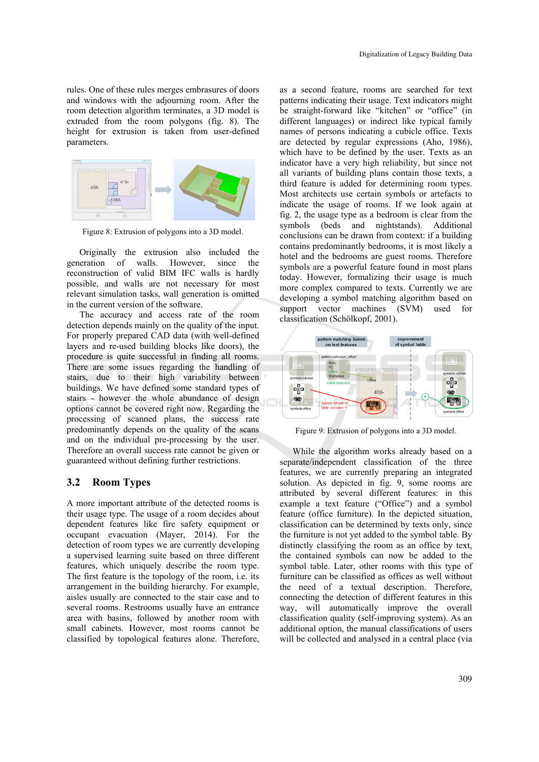rules. One of these rules merges embrasures of doors and windows with the adjourning room. After the room detection algorithm terminates, a 3D model is extruded from the room polygons (fig. 8). The height for extrusion is taken from user-defined parameters.

Figure 8: Extrusion of polygons into a 3D model.

Originally the extrusion also included the generation of walls. However, since the reconstruction of valid BIM IFC walls is hardly possible, and walls are not necessary for most relevant simulation tasks, wall generation is omitted in the current version of the software.

The accuracy and access rate of the room detection depends mainly on the quality of the input. For properly prepared CAD data (with well-defined layers and re-used building blocks like doors), the procedure is quite successful in finding all rooms. There are some issues regarding the handling of stairs, due to their high variability between buildings. We have defined some standard types of stairs - however the whole abundance of design options cannot be covered right now. Regarding the processing of scanned plans, the success rate predominantly depends on the quality of the scans and on the individual pre-processing by the user. Therefore an overall success rate cannot be given or guaranteed without defining further restrictions.

## 3.2 Room Types

A more important attribute of the detected rooms is their usage type. The usage of a room decides about dependent features like fire safety equipment or occupant evacuation (Mayer, 2014). For the detection of room types we are currently developing a supervised learning suite based on three different features, which uniquely describe the room type. The first feature is the topology of the room, i.e. its arrangement in the building hierarchy. For example, aisles usually are connected to the stair case and to several rooms. Restrooms usually have an entrance area with basins, followed by another room with small cabinets. However, most rooms cannot be classified by topological features alone. Therefore, as a second feature, rooms are searched for text patterns indicating their usage. Text indicators might be straight-forward like "kitchen" or "office" (in different languages) or indirect like typical family names of persons indicating a cubicle office. Texts are detected by regular expressions (Aho, 1986), which have to be defined by the user. Texts as an indicator have a very high reliability, but since not all variants of building plans contain those texts, a third feature is added for determining room types. Most architects use certain symbols or artefacts to indicate the usage of rooms. If we look again at fig. 2, the usage type as a bedroom is clear from the symbols (beds and nightstands). Additional conclusions can be drawn from context: if a building contains predominantly bedrooms, it is most likely a hotel and the bedrooms are guest rooms. Therefore symbols are a powerful feature found in most plans today. However, formalizing their usage is much more complex compared to texts. Currently we are developing a symbol matching algorithm based on support vector machines (SVM) used for classification (Schölkopf, 2001).

Figure 9: Extrusion of polygons into a 3D model.

While the algorithm works already based on a separate/independent classification of the three features, we are currently preparing an integrated solution. As depicted in fig. 9, some rooms are attributed by several different features: in this example a text feature ("Office") and a symbol feature (office furniture). In the depicted situation, classification can be determined by texts only, since the furniture is not yet added to the symbol table. By distinctly classifying the room as an office by text, the contained symbols can now be added to the symbol table. Later, other rooms with this type of furniture can be classified as offices as well without the need of a textual description. Therefore, connecting the detection of different features in this way, will automatically improve the overall classification quality (self-improving system). As an additional option, the manual classifications of users will be collected and analysed in a central place (via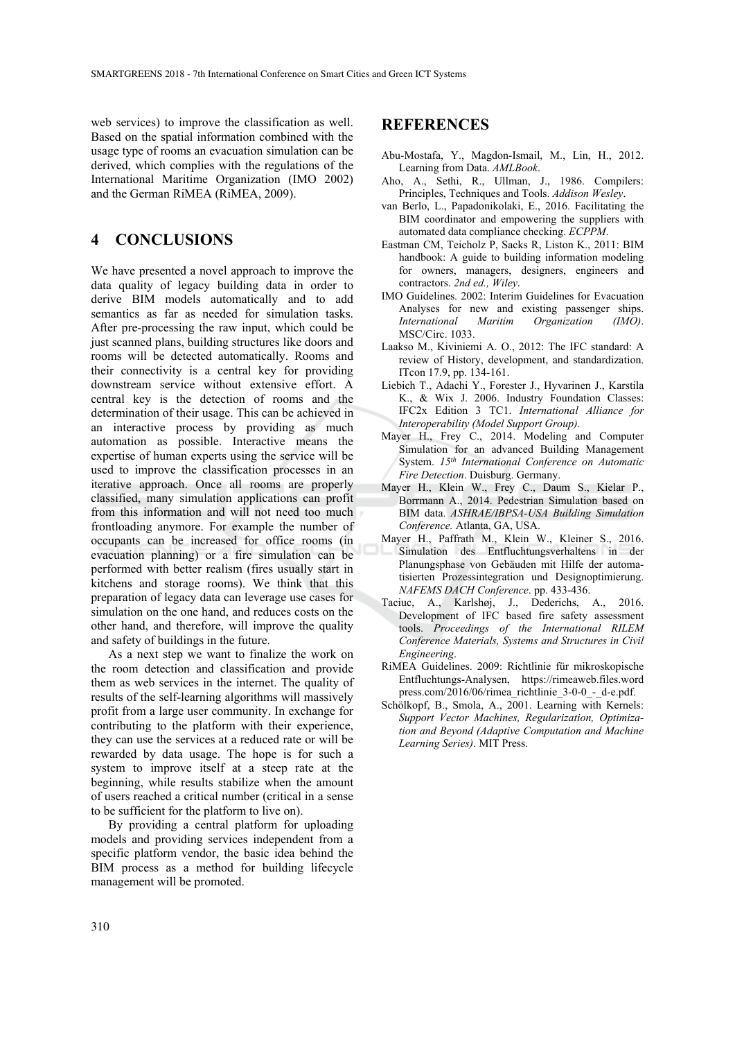web services) to improve the classification as well. Based on the spatial information combined with the usage type of rooms an evacuation simulation can be derived, which complies with the regulations of the International Maritime Organization (IMO 2002) and the German RiMEA (RiMEA, 2009).

## 4 CONCLUSIONS

We have presented a novel approach to improve the data quality of legacy building data in order to derive BIM models automatically and to add semantics as far as needed for simulation tasks. After pre-processing the raw input, which could be just scanned plans, building structures like doors and rooms will be detected automatically. Rooms and their connectivity is a central key for providing downstream service without extensive effort. A central key is the detection of rooms and the determination of their usage. This can be achieved in an interactive process by providing as much automation as possible. Interactive means the expertise of human experts using the service will be used to improve the classification processes in an iterative approach. Once all rooms are properly classified, many simulation applications can profit from this information and will not need too much frontloading anymore. For example the number of occupants can be increased for office rooms (in evacuation planning) or a fire simulation can be performed with better realism (fires usually start in kitchens and storage rooms). We think that this preparation of legacy data can leverage use cases for simulation on the one hand, and reduces costs on the other hand, and therefore, will improve the quality and safety of buildings in the future.

As a next step we want to finalize the work on the room detection and classification and provide them as web services in the internet. The quality of results of the self-learning algorithms will massively profit from a large user community. In exchange for contributing to the platform with their experience, they can use the services at a reduced rate or will be rewarded by data usage. The hope is for such a system to improve itself at a steep rate at the beginning, while results stabilize when the amount of users reached a critical number (critical in a sense to be sufficient for the platform to live on).

By providing a central platform for uploading models and providing services independent from a specific platform vendor, the basic idea behind the BIM process as a method for building lifecycle management will be promoted.

## REFERENCES

Abu-Mostafa, Y., Magdon-Ismail, M., Lin, H., 2012. Learning from Data. *AMLBook*.

Aho, A., Sethi, R., Ullman, J., 1986. Compilers: Principles, Techniques and Tools. *Addison Wesley*.

van Berlo, L., Papadonikolaki, E., 2016. Facilitating the BIM coordinator and empowering the suppliers with automated data compliance checking. *ECPPM*.

Eastman CM, Teicholz P, Sacks R, Liston K., 2011: BIM handbook: A guide to building information modeling for owners, managers, designers, engineers and contractors. *2nd ed., Wiley*.

IMO Guidelines. 2002: Interim Guidelines for Evacuation Analyses for new and existing passenger ships. *International Maritim Organization (IMO)*. MSC/Circ. 1033.

Laakso M., Kiviniemi A. O., 2012: The IFC standard: A review of History, development, and standardization. ITcon 17.9, pp. 134-161.

Liebich T., Adachi Y., Forester J., Hyvarinen J., Karstila K., & Wix J. 2006. Industry Foundation Classes: IFC2x Edition 3 TC1. *International Alliance for Interoperability (Model Support Group).*

Mayer H., Frey C., 2014. Modeling and Computer Simulation for an advanced Building Management System. *15th International Conference on Automatic Fire Detection*. Duisburg. Germany.

Mayer H., Klein W., Frey C., Daum S., Kielar P., Borrmann A., 2014. Pedestrian Simulation based on BIM data. *ASHRAE/IBPSA-USA Building Simulation Conference.* Atlanta, GA, USA.

Mayer H., Paffrath M., Klein W., Kleiner S., 2016. Simulation des Entfluchtungsverhaltens in der Planungsphase von Gebäuden mit Hilfe der automatisierten Prozessintegration und Designoptimierung. *NAFEMS DACH Conference*. pp. 433-436.

Taciuc, A., Karlshøj, J., Dederichs, A., 2016. Development of IFC based fire safety assessment tools. *Proceedings of the International RILEM Conference Materials, Systems and Structures in Civil Engineering*.

RiMEA Guidelines. 2009: Richtlinie für mikroskopische Entfluchtungs-Analysen, https://rimeaweb.files.wordpress.com/2016/06/rimea_richtlinie_3-0-0_-_d-e.pdf.

Schölkopf, B., Smola, A., 2001. Learning with Kernels: *Support Vector Machines, Regularization, Optimization and Beyond (Adaptive Computation and Machine Learning Series)*. MIT Press.